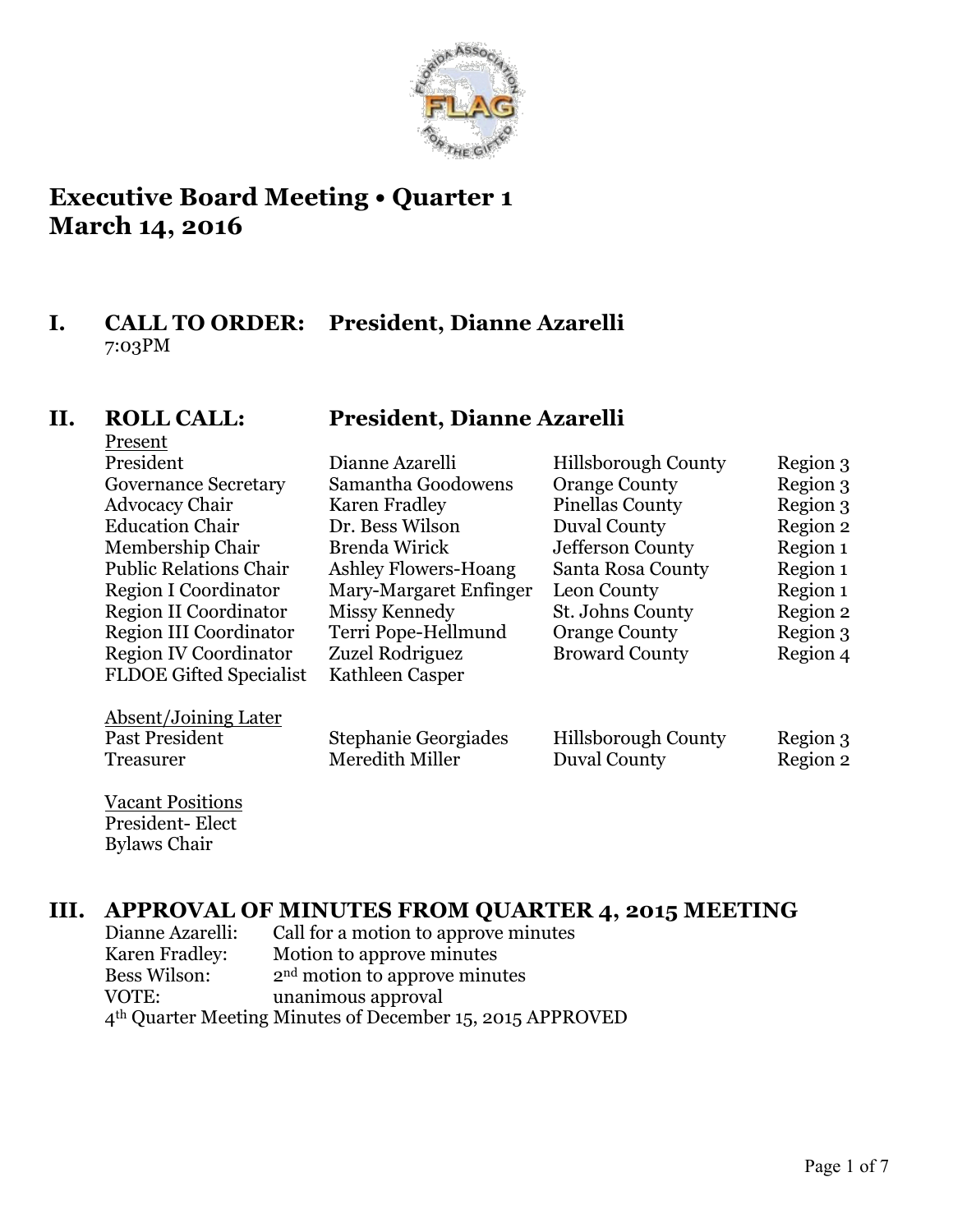# Executive Board Meeting • Quarter 1
# March 14, 2016

## I. CALL TO ORDER: President, Dianne Azarelli

7:03PM

## II. ROLL CALL: President, Dianne Azarelli

Present

| | | | |
|---|---|---|---|
| President | Dianne Azarelli | Hillsborough County | Region 3 |
| Governance Secretary | Samantha Goodowens | Orange County | Region 3 |
| Advocacy Chair | Karen Fradley | Pinellas County | Region 3 |
| Education Chair | Dr. Bess Wilson | Duval County | Region 2 |
| Membership Chair | Brenda Wirick | Jefferson County | Region 1 |
| Public Relations Chair | Ashley Flowers-Hoang | Santa Rosa County | Region 1 |
| Region I Coordinator | Mary-Margaret Enfinger | Leon County | Region 1 |
| Region II Coordinator | Missy Kennedy | St. Johns County | Region 2 |
| Region III Coordinator | Terri Pope-Hellmund | Orange County | Region 3 |
| Region IV Coordinator | Zuzel Rodriguez | Broward County | Region 4 |
| FLDOE Gifted Specialist | Kathleen Casper | | |

Absent/Joining Later

| | | | |
|---|---|---|---|
| Past President | Stephanie Georgiades | Hillsborough County | Region 3 |
| Treasurer | Meredith Miller | Duval County | Region 2 |

Vacant Positions

President- Elect
Bylaws Chair

## III. APPROVAL OF MINUTES FROM QUARTER 4, 2015 MEETING

| | |
|---|---|
| Dianne Azarelli: | Call for a motion to approve minutes |
| Karen Fradley: | Motion to approve minutes |
| Bess Wilson: | 2nd motion to approve minutes |
| VOTE: | unanimous approval |

4th Quarter Meeting Minutes of December 15, 2015 APPROVED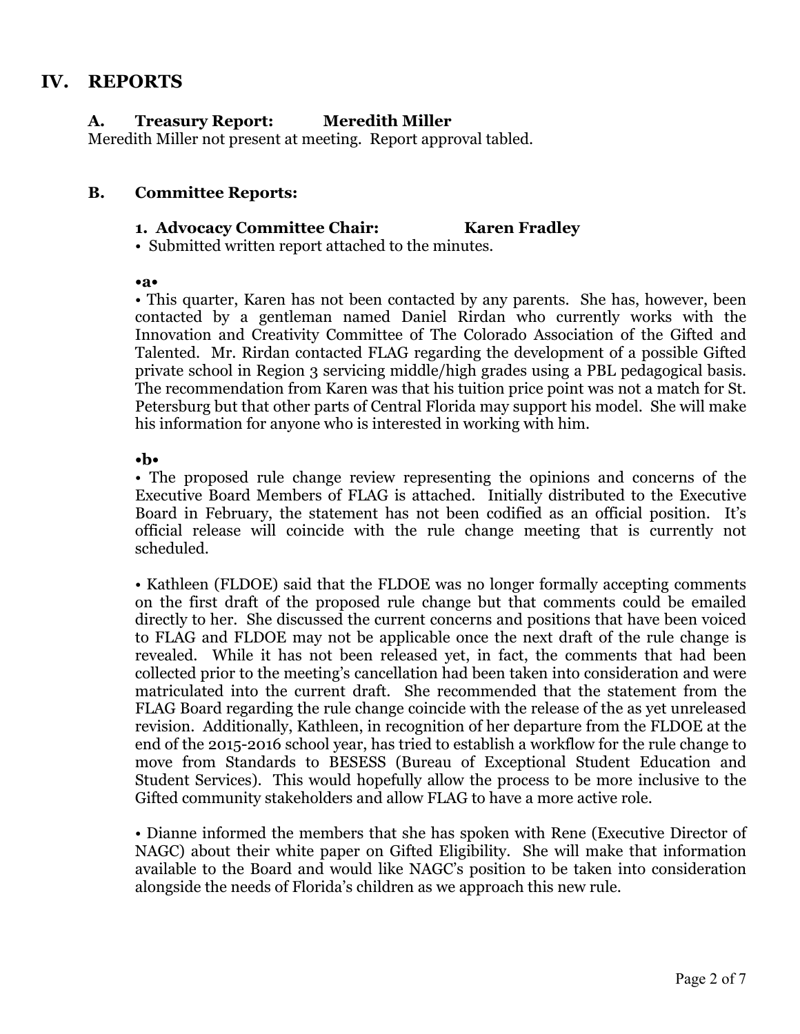# IV. REPORTS

### A. Treasury Report: Meredith Miller

Meredith Miller not present at meeting. Report approval tabled.

### B. Committee Reports:

#### 1. Advocacy Committee Chair: Karen Fradley

• Submitted written report attached to the minutes.

**•a•**

• This quarter, Karen has not been contacted by any parents. She has, however, been contacted by a gentleman named Daniel Rirdan who currently works with the Innovation and Creativity Committee of The Colorado Association of the Gifted and Talented. Mr. Rirdan contacted FLAG regarding the development of a possible Gifted private school in Region 3 servicing middle/high grades using a PBL pedagogical basis. The recommendation from Karen was that his tuition price point was not a match for St. Petersburg but that other parts of Central Florida may support his model. She will make his information for anyone who is interested in working with him.

**•b•**

• The proposed rule change review representing the opinions and concerns of the Executive Board Members of FLAG is attached. Initially distributed to the Executive Board in February, the statement has not been codified as an official position. It's official release will coincide with the rule change meeting that is currently not scheduled.

• Kathleen (FLDOE) said that the FLDOE was no longer formally accepting comments on the first draft of the proposed rule change but that comments could be emailed directly to her. She discussed the current concerns and positions that have been voiced to FLAG and FLDOE may not be applicable once the next draft of the rule change is revealed. While it has not been released yet, in fact, the comments that had been collected prior to the meeting's cancellation had been taken into consideration and were matriculated into the current draft. She recommended that the statement from the FLAG Board regarding the rule change coincide with the release of the as yet unreleased revision. Additionally, Kathleen, in recognition of her departure from the FLDOE at the end of the 2015-2016 school year, has tried to establish a workflow for the rule change to move from Standards to BESESS (Bureau of Exceptional Student Education and Student Services). This would hopefully allow the process to be more inclusive to the Gifted community stakeholders and allow FLAG to have a more active role.

• Dianne informed the members that she has spoken with Rene (Executive Director of NAGC) about their white paper on Gifted Eligibility. She will make that information available to the Board and would like NAGC's position to be taken into consideration alongside the needs of Florida's children as we approach this new rule.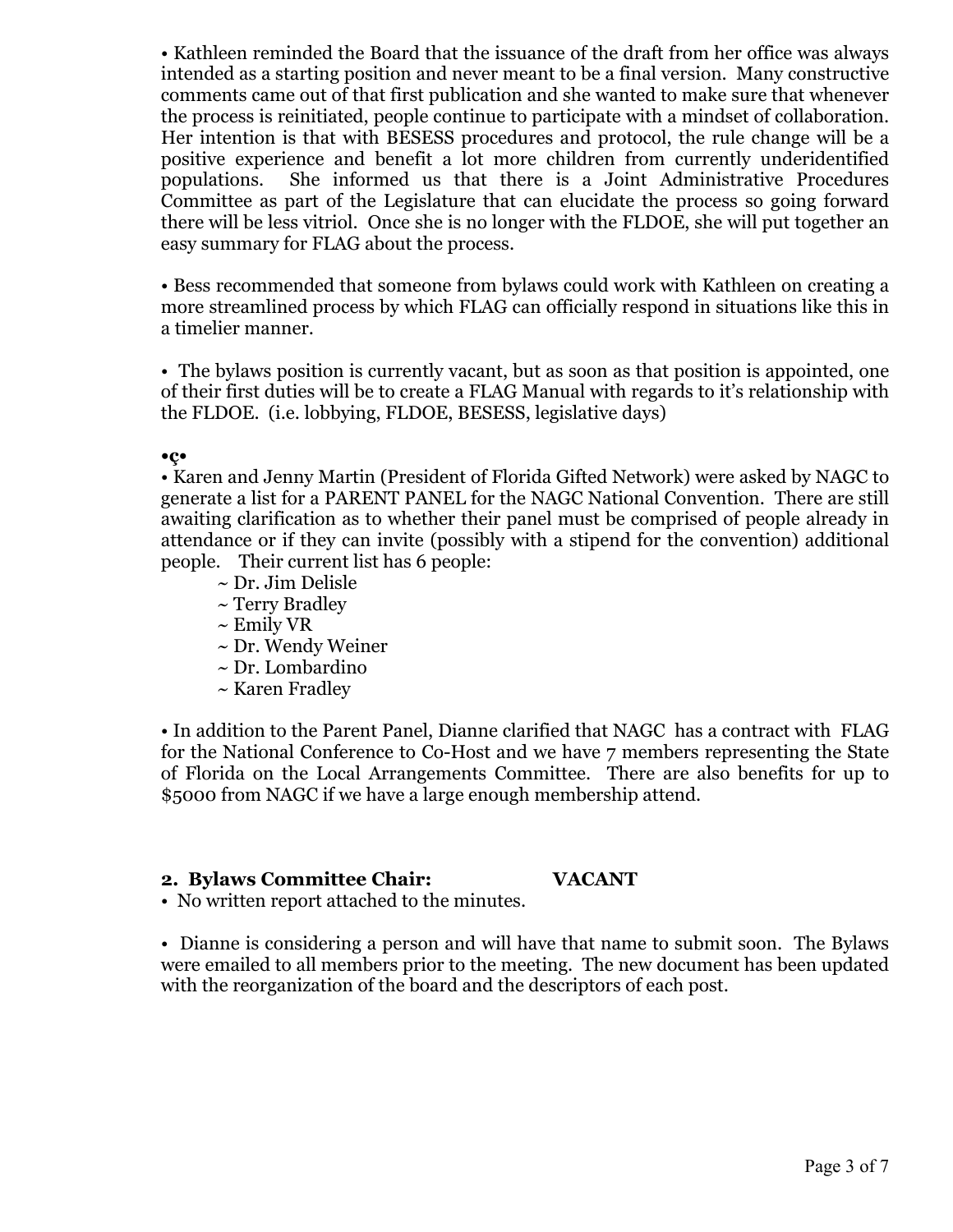• Kathleen reminded the Board that the issuance of the draft from her office was always intended as a starting position and never meant to be a final version. Many constructive comments came out of that first publication and she wanted to make sure that whenever the process is reinitiated, people continue to participate with a mindset of collaboration. Her intention is that with BESESS procedures and protocol, the rule change will be a positive experience and benefit a lot more children from currently underidentified populations. She informed us that there is a Joint Administrative Procedures Committee as part of the Legislature that can elucidate the process so going forward there will be less vitriol. Once she is no longer with the FLDOE, she will put together an easy summary for FLAG about the process.

• Bess recommended that someone from bylaws could work with Kathleen on creating a more streamlined process by which FLAG can officially respond in situations like this in a timelier manner.

• The bylaws position is currently vacant, but as soon as that position is appointed, one of their first duties will be to create a FLAG Manual with regards to it's relationship with the FLDOE. (i.e. lobbying, FLDOE, BESESS, legislative days)

**•ç•**

• Karen and Jenny Martin (President of Florida Gifted Network) were asked by NAGC to generate a list for a PARENT PANEL for the NAGC National Convention. There are still awaiting clarification as to whether their panel must be comprised of people already in attendance or if they can invite (possibly with a stipend for the convention) additional people. Their current list has 6 people:

~ Dr. Jim Delisle
~ Terry Bradley
~ Emily VR
~ Dr. Wendy Weiner
~ Dr. Lombardino
~ Karen Fradley

• In addition to the Parent Panel, Dianne clarified that NAGC has a contract with FLAG for the National Conference to Co-Host and we have 7 members representing the State of Florida on the Local Arrangements Committee. There are also benefits for up to $5000 from NAGC if we have a large enough membership attend.

**2. Bylaws Committee Chair: VACANT**

• No written report attached to the minutes.

• Dianne is considering a person and will have that name to submit soon. The Bylaws were emailed to all members prior to the meeting. The new document has been updated with the reorganization of the board and the descriptors of each post.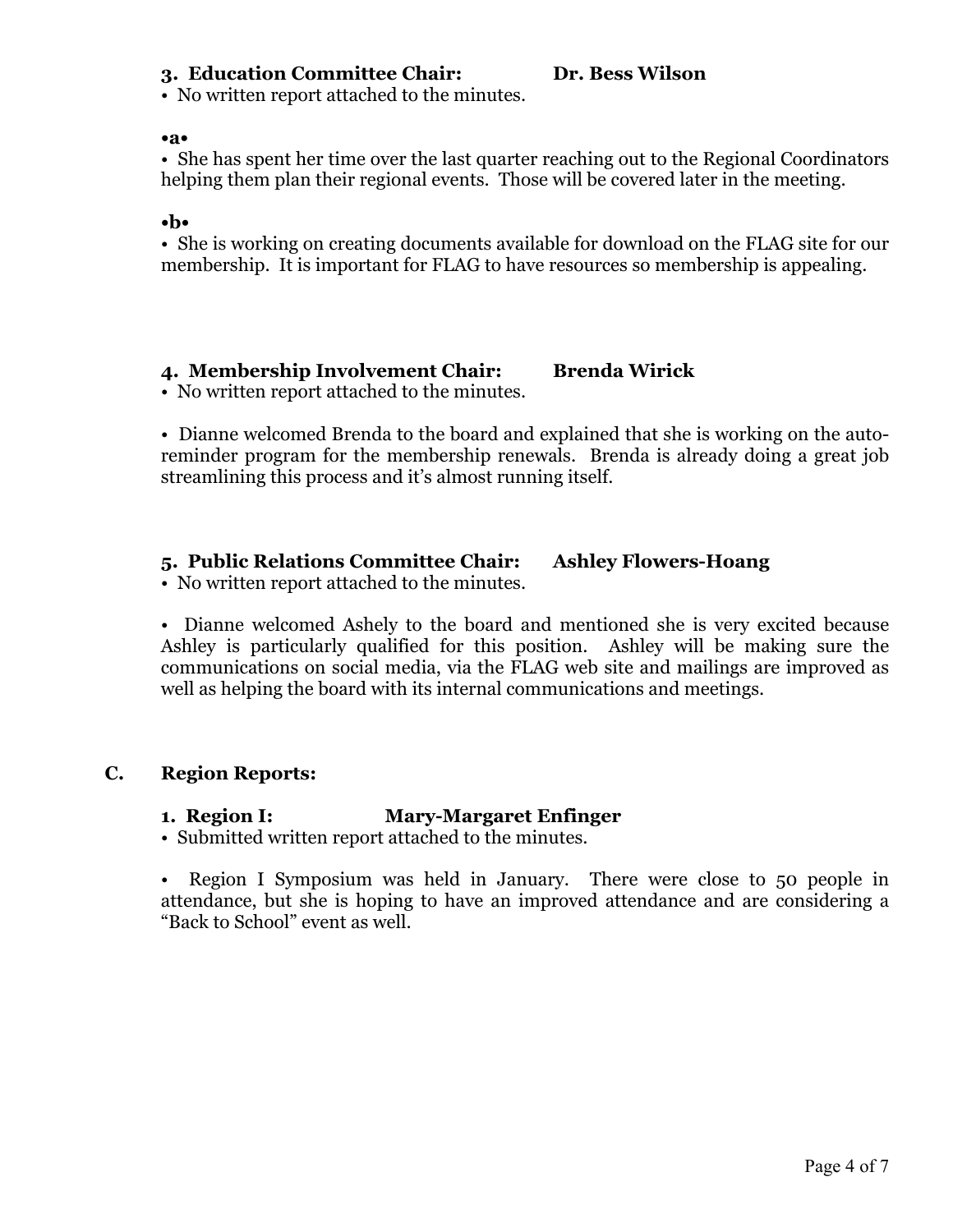**3. Education Committee Chair: Dr. Bess Wilson**

• No written report attached to the minutes.

**•a•**

• She has spent her time over the last quarter reaching out to the Regional Coordinators helping them plan their regional events. Those will be covered later in the meeting.

**•b•**

• She is working on creating documents available for download on the FLAG site for our membership. It is important for FLAG to have resources so membership is appealing.

**4. Membership Involvement Chair: Brenda Wirick**

• No written report attached to the minutes.

• Dianne welcomed Brenda to the board and explained that she is working on the auto-reminder program for the membership renewals. Brenda is already doing a great job streamlining this process and it's almost running itself.

**5. Public Relations Committee Chair: Ashley Flowers-Hoang**

• No written report attached to the minutes.

• Dianne welcomed Ashely to the board and mentioned she is very excited because Ashley is particularly qualified for this position. Ashley will be making sure the communications on social media, via the FLAG web site and mailings are improved as well as helping the board with its internal communications and meetings.

## C. Region Reports:

**1. Region I: Mary-Margaret Enfinger**

• Submitted written report attached to the minutes.

• Region I Symposium was held in January. There were close to 50 people in attendance, but she is hoping to have an improved attendance and are considering a "Back to School" event as well.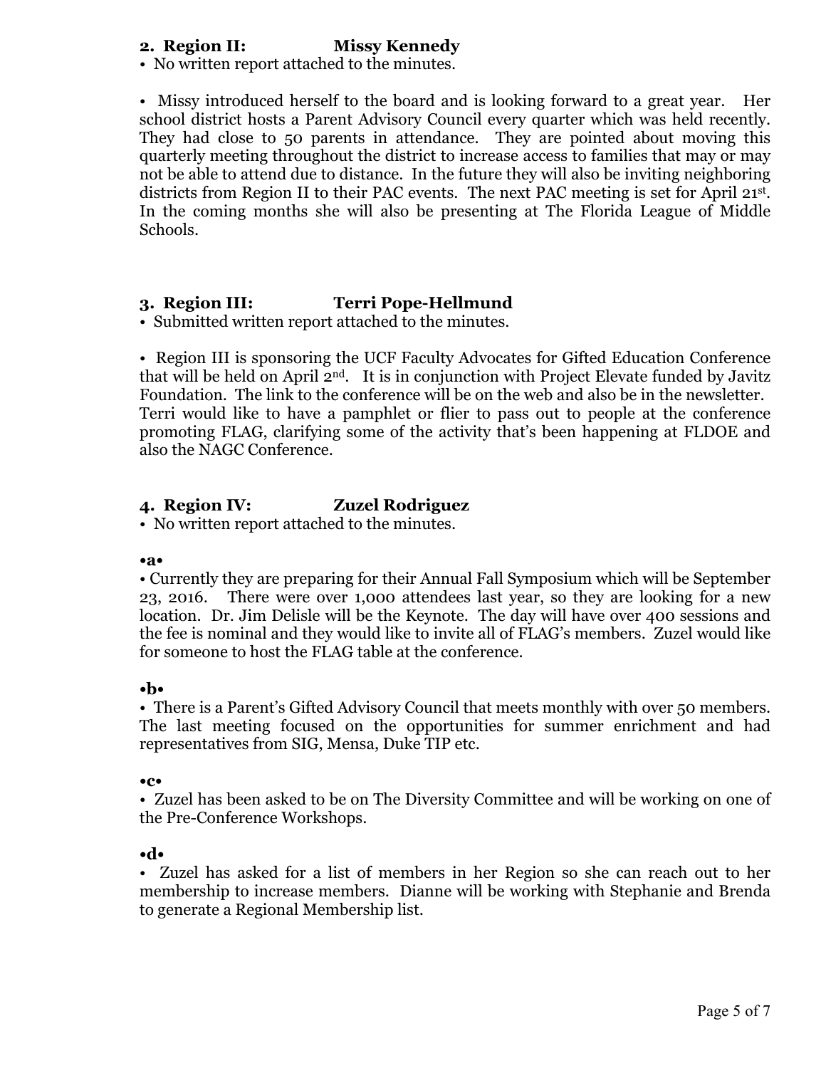**2. Region II: Missy Kennedy**

• No written report attached to the minutes.

• Missy introduced herself to the board and is looking forward to a great year. Her school district hosts a Parent Advisory Council every quarter which was held recently. They had close to 50 parents in attendance. They are pointed about moving this quarterly meeting throughout the district to increase access to families that may or may not be able to attend due to distance. In the future they will also be inviting neighboring districts from Region II to their PAC events. The next PAC meeting is set for April 21st. In the coming months she will also be presenting at The Florida League of Middle Schools.

**3. Region III: Terri Pope-Hellmund**

• Submitted written report attached to the minutes.

• Region III is sponsoring the UCF Faculty Advocates for Gifted Education Conference that will be held on April 2nd. It is in conjunction with Project Elevate funded by Javitz Foundation. The link to the conference will be on the web and also be in the newsletter. Terri would like to have a pamphlet or flier to pass out to people at the conference promoting FLAG, clarifying some of the activity that's been happening at FLDOE and also the NAGC Conference.

**4. Region IV: Zuzel Rodriguez**

• No written report attached to the minutes.

**•a•**

• Currently they are preparing for their Annual Fall Symposium which will be September 23, 2016. There were over 1,000 attendees last year, so they are looking for a new location. Dr. Jim Delisle will be the Keynote. The day will have over 400 sessions and the fee is nominal and they would like to invite all of FLAG's members. Zuzel would like for someone to host the FLAG table at the conference.

**•b•**

• There is a Parent's Gifted Advisory Council that meets monthly with over 50 members. The last meeting focused on the opportunities for summer enrichment and had representatives from SIG, Mensa, Duke TIP etc.

**•c•**

• Zuzel has been asked to be on The Diversity Committee and will be working on one of the Pre-Conference Workshops.

**•d•**

• Zuzel has asked for a list of members in her Region so she can reach out to her membership to increase members. Dianne will be working with Stephanie and Brenda to generate a Regional Membership list.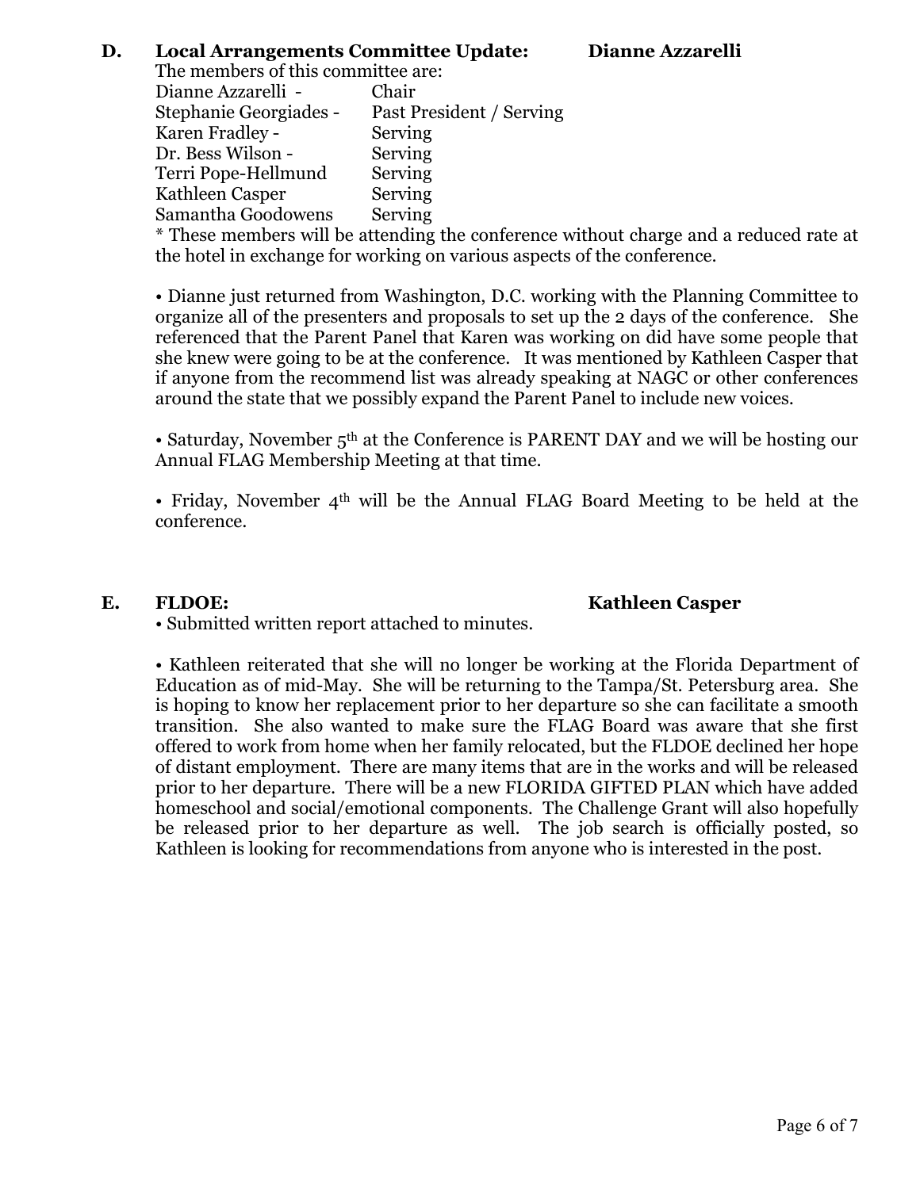**D. Local Arrangements Committee Update: Dianne Azzarelli**

The members of this committee are:

| | |
|---|---|
| Dianne Azzarelli - | Chair |
| Stephanie Georgiades - | Past President / Serving |
| Karen Fradley - | Serving |
| Dr. Bess Wilson - | Serving |
| Terri Pope-Hellmund | Serving |
| Kathleen Casper | Serving |
| Samantha Goodowens | Serving |

* These members will be attending the conference without charge and a reduced rate at the hotel in exchange for working on various aspects of the conference.

• Dianne just returned from Washington, D.C. working with the Planning Committee to organize all of the presenters and proposals to set up the 2 days of the conference. She referenced that the Parent Panel that Karen was working on did have some people that she knew were going to be at the conference. It was mentioned by Kathleen Casper that if anyone from the recommend list was already speaking at NAGC or other conferences around the state that we possibly expand the Parent Panel to include new voices.

• Saturday, November 5th at the Conference is PARENT DAY and we will be hosting our Annual FLAG Membership Meeting at that time.

• Friday, November 4th will be the Annual FLAG Board Meeting to be held at the conference.

**E. FLDOE: Kathleen Casper**

• Submitted written report attached to minutes.

• Kathleen reiterated that she will no longer be working at the Florida Department of Education as of mid-May. She will be returning to the Tampa/St. Petersburg area. She is hoping to know her replacement prior to her departure so she can facilitate a smooth transition. She also wanted to make sure the FLAG Board was aware that she first offered to work from home when her family relocated, but the FLDOE declined her hope of distant employment. There are many items that are in the works and will be released prior to her departure. There will be a new FLORIDA GIFTED PLAN which have added homeschool and social/emotional components. The Challenge Grant will also hopefully be released prior to her departure as well. The job search is officially posted, so Kathleen is looking for recommendations from anyone who is interested in the post.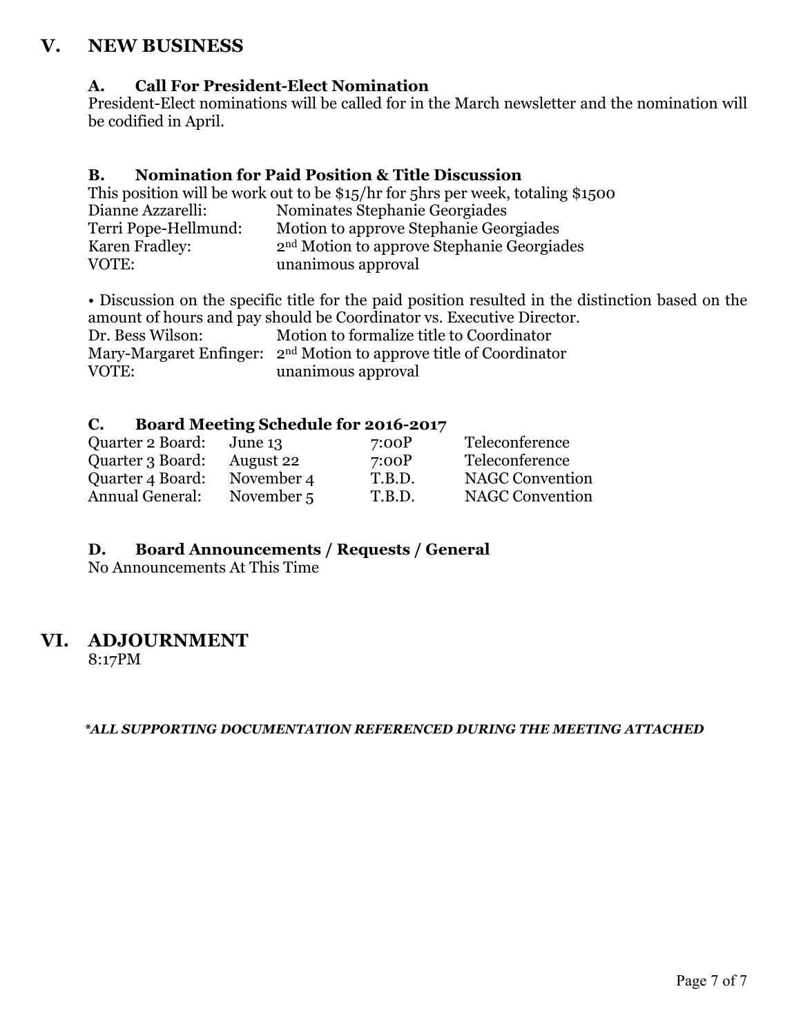# V. NEW BUSINESS

### A. Call For President-Elect Nomination

President-Elect nominations will be called for in the March newsletter and the nomination will be codified in April.

### B. Nomination for Paid Position & Title Discussion

This position will be work out to be $15/hr for 5hrs per week, totaling $1500

| | |
|---|---|
| Dianne Azzarelli: | Nominates Stephanie Georgiades |
| Terri Pope-Hellmund: | Motion to approve Stephanie Georgiades |
| Karen Fradley: | 2nd Motion to approve Stephanie Georgiades |
| VOTE: | unanimous approval |

• Discussion on the specific title for the paid position resulted in the distinction based on the amount of hours and pay should be Coordinator vs. Executive Director.

| | |
|---|---|
| Dr. Bess Wilson: | Motion to formalize title to Coordinator |
| Mary-Margaret Enfinger: | 2nd Motion to approve title of Coordinator |
| VOTE: | unanimous approval |

### C. Board Meeting Schedule for 2016-2017

| | | | |
|---|---|---|---|
| Quarter 2 Board: | June 13 | 7:00P | Teleconference |
| Quarter 3 Board: | August 22 | 7:00P | Teleconference |
| Quarter 4 Board: | November 4 | T.B.D. | NAGC Convention |
| Annual General: | November 5 | T.B.D. | NAGC Convention |

### D. Board Announcements / Requests / General

No Announcements At This Time

# VI. ADJOURNMENT

8:17PM

***ALL SUPPORTING DOCUMENTATION REFERENCED DURING THE MEETING ATTACHED***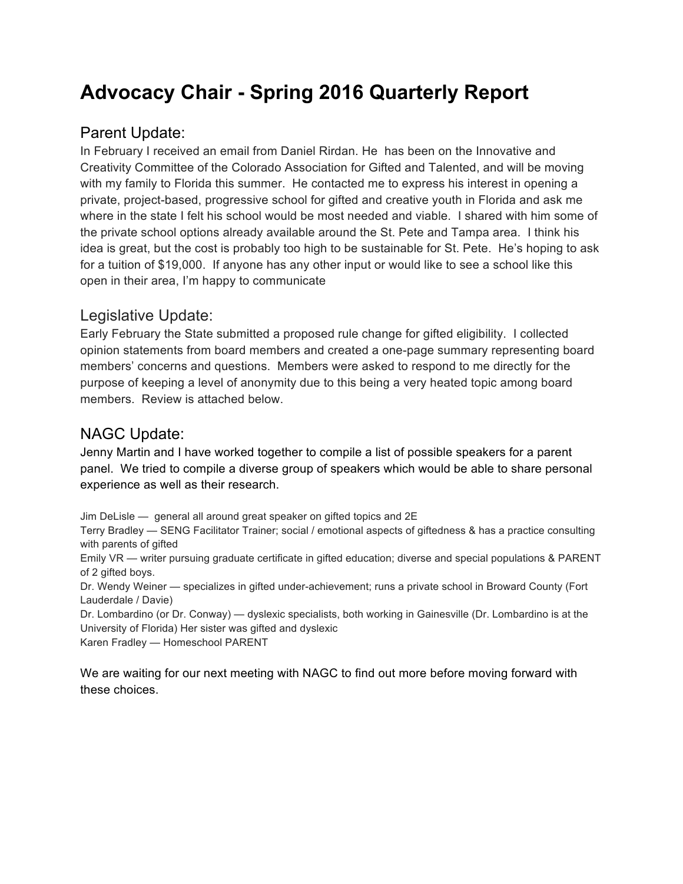# Advocacy Chair - Spring 2016 Quarterly Report

## Parent Update:

In February I received an email from Daniel Rirdan. He has been on the Innovative and Creativity Committee of the Colorado Association for Gifted and Talented, and will be moving with my family to Florida this summer. He contacted me to express his interest in opening a private, project-based, progressive school for gifted and creative youth in Florida and ask me where in the state I felt his school would be most needed and viable. I shared with him some of the private school options already available around the St. Pete and Tampa area. I think his idea is great, but the cost is probably too high to be sustainable for St. Pete. He's hoping to ask for a tuition of $19,000. If anyone has any other input or would like to see a school like this open in their area, I'm happy to communicate

## Legislative Update:

Early February the State submitted a proposed rule change for gifted eligibility. I collected opinion statements from board members and created a one-page summary representing board members' concerns and questions. Members were asked to respond to me directly for the purpose of keeping a level of anonymity due to this being a very heated topic among board members. Review is attached below.

## NAGC Update:

Jenny Martin and I have worked together to compile a list of possible speakers for a parent panel. We tried to compile a diverse group of speakers which would be able to share personal experience as well as their research.

Jim DeLisle — general all around great speaker on gifted topics and 2E
Terry Bradley — SENG Facilitator Trainer; social / emotional aspects of giftedness & has a practice consulting with parents of gifted
Emily VR — writer pursuing graduate certificate in gifted education; diverse and special populations & PARENT of 2 gifted boys.
Dr. Wendy Weiner — specializes in gifted under-achievement; runs a private school in Broward County (Fort Lauderdale / Davie)
Dr. Lombardino (or Dr. Conway) — dyslexic specialists, both working in Gainesville (Dr. Lombardino is at the University of Florida) Her sister was gifted and dyslexic
Karen Fradley — Homeschool PARENT

We are waiting for our next meeting with NAGC to find out more before moving forward with these choices.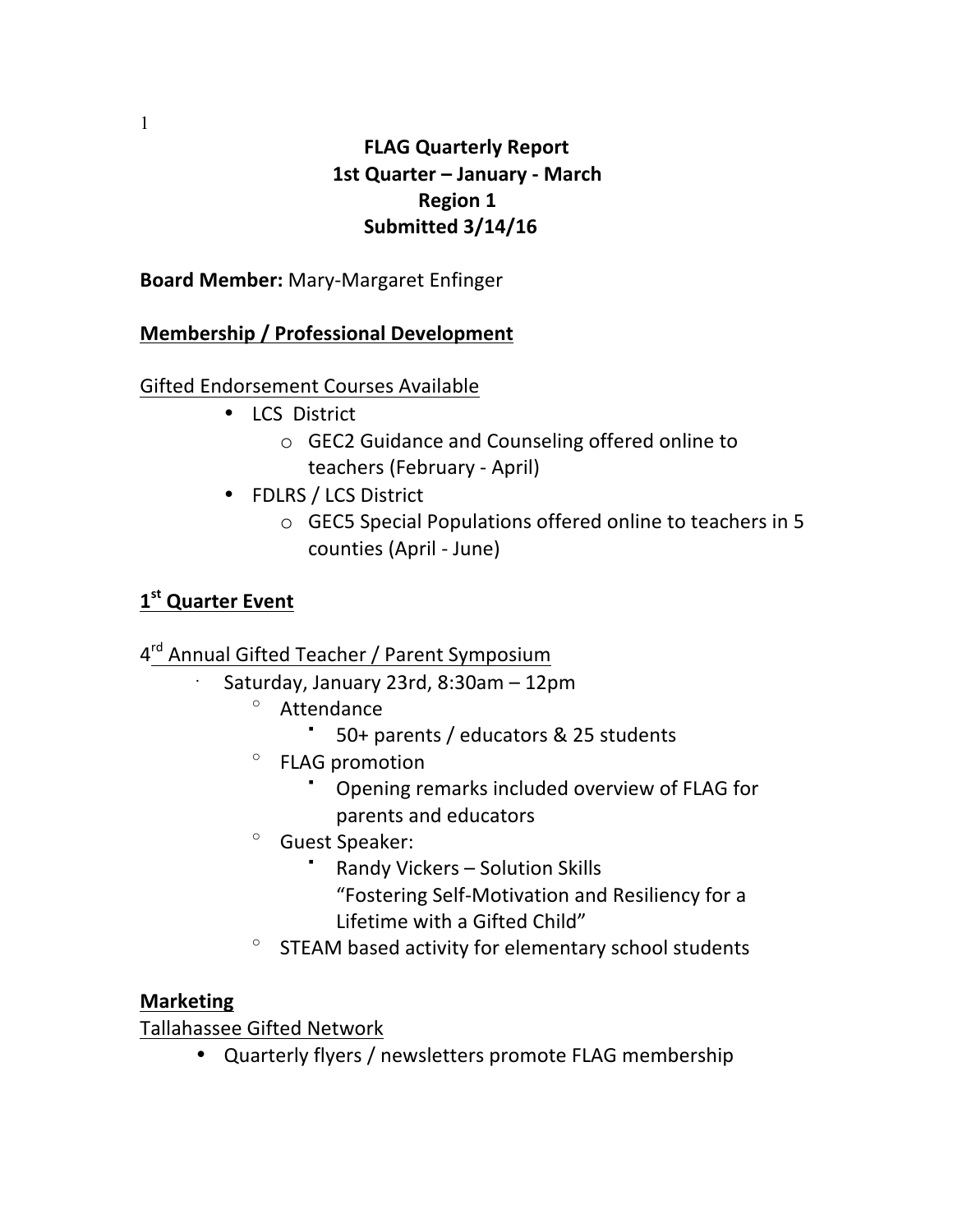**FLAG Quarterly Report**
**1st Quarter – January - March**
**Region 1**
**Submitted 3/14/16**

**Board Member:** Mary-Margaret Enfinger

## Membership / Professional Development

Gifted Endorsement Courses Available

- LCS District
  - GEC2 Guidance and Counseling offered online to teachers (February - April)
- FDLRS / LCS District
  - GEC5 Special Populations offered online to teachers in 5 counties (April - June)

## 1st Quarter Event

4rd Annual Gifted Teacher / Parent Symposium

- Saturday, January 23rd, 8:30am – 12pm
  - Attendance
    - 50+ parents / educators & 25 students
  - FLAG promotion
    - Opening remarks included overview of FLAG for parents and educators
  - Guest Speaker:
    - Randy Vickers – Solution Skills
      "Fostering Self-Motivation and Resiliency for a Lifetime with a Gifted Child"
  - STEAM based activity for elementary school students

## Marketing

Tallahassee Gifted Network

- Quarterly flyers / newsletters promote FLAG membership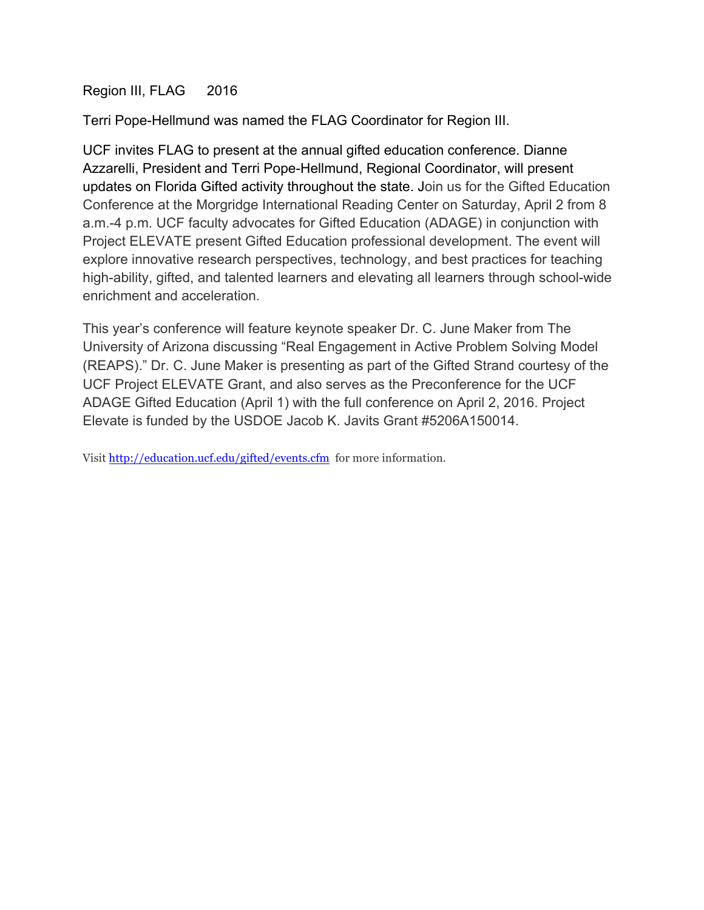Region III, FLAG 2016

Terri Pope-Hellmund was named the FLAG Coordinator for Region III.

UCF invites FLAG to present at the annual gifted education conference. Dianne Azzarelli, President and Terri Pope-Hellmund, Regional Coordinator, will present updates on Florida Gifted activity throughout the state. Join us for the Gifted Education Conference at the Morgridge International Reading Center on Saturday, April 2 from 8 a.m.-4 p.m. UCF faculty advocates for Gifted Education (ADAGE) in conjunction with Project ELEVATE present Gifted Education professional development. The event will explore innovative research perspectives, technology, and best practices for teaching high-ability, gifted, and talented learners and elevating all learners through school-wide enrichment and acceleration.

This year's conference will feature keynote speaker Dr. C. June Maker from The University of Arizona discussing "Real Engagement in Active Problem Solving Model (REAPS)." Dr. C. June Maker is presenting as part of the Gifted Strand courtesy of the UCF Project ELEVATE Grant, and also serves as the Preconference for the UCF ADAGE Gifted Education (April 1) with the full conference on April 2, 2016. Project Elevate is funded by the USDOE Jacob K. Javits Grant #5206A150014.

Visit http://education.ucf.edu/gifted/events.cfm for more information.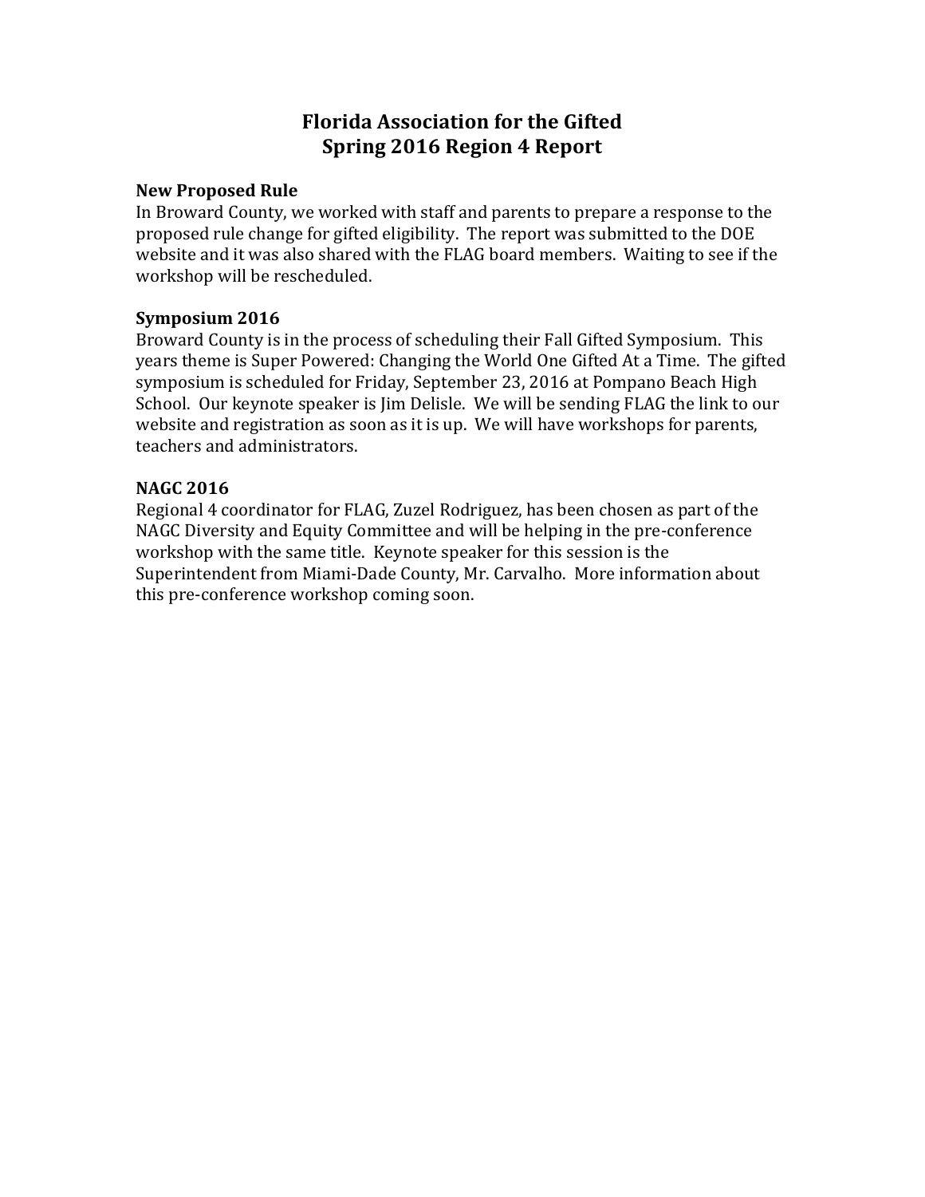# Florida Association for the Gifted
## Spring 2016 Region 4 Report

**New Proposed Rule**

In Broward County, we worked with staff and parents to prepare a response to the proposed rule change for gifted eligibility. The report was submitted to the DOE website and it was also shared with the FLAG board members. Waiting to see if the workshop will be rescheduled.

**Symposium 2016**

Broward County is in the process of scheduling their Fall Gifted Symposium. This years theme is Super Powered: Changing the World One Gifted At a Time. The gifted symposium is scheduled for Friday, September 23, 2016 at Pompano Beach High School. Our keynote speaker is Jim Delisle. We will be sending FLAG the link to our website and registration as soon as it is up. We will have workshops for parents, teachers and administrators.

**NAGC 2016**

Regional 4 coordinator for FLAG, Zuzel Rodriguez, has been chosen as part of the NAGC Diversity and Equity Committee and will be helping in the pre-conference workshop with the same title. Keynote speaker for this session is the Superintendent from Miami-Dade County, Mr. Carvalho. More information about this pre-conference workshop coming soon.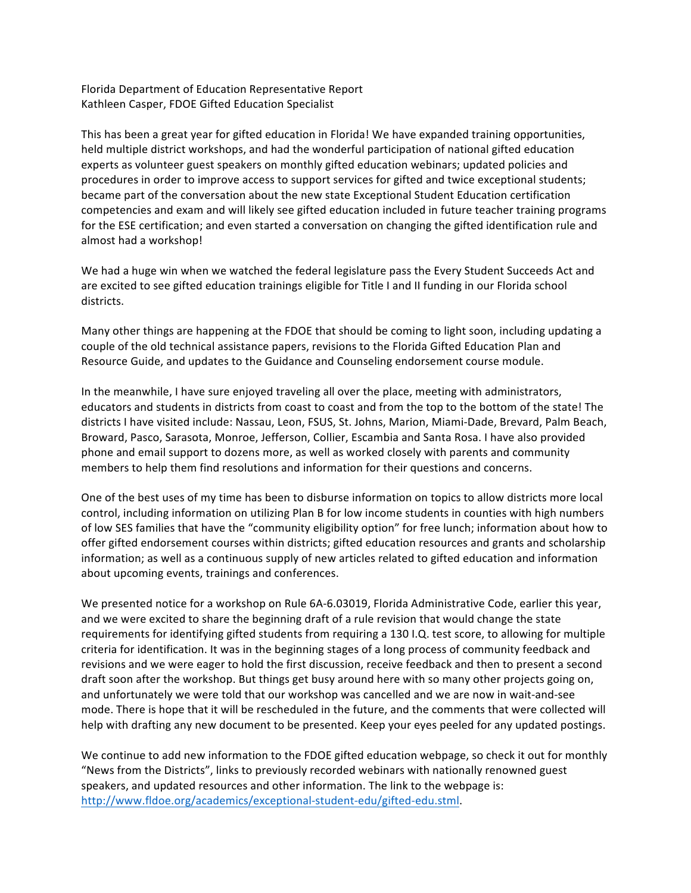Florida Department of Education Representative Report
Kathleen Casper, FDOE Gifted Education Specialist

This has been a great year for gifted education in Florida! We have expanded training opportunities, held multiple district workshops, and had the wonderful participation of national gifted education experts as volunteer guest speakers on monthly gifted education webinars; updated policies and procedures in order to improve access to support services for gifted and twice exceptional students; became part of the conversation about the new state Exceptional Student Education certification competencies and exam and will likely see gifted education included in future teacher training programs for the ESE certification; and even started a conversation on changing the gifted identification rule and almost had a workshop!

We had a huge win when we watched the federal legislature pass the Every Student Succeeds Act and are excited to see gifted education trainings eligible for Title I and II funding in our Florida school districts.

Many other things are happening at the FDOE that should be coming to light soon, including updating a couple of the old technical assistance papers, revisions to the Florida Gifted Education Plan and Resource Guide, and updates to the Guidance and Counseling endorsement course module.

In the meanwhile, I have sure enjoyed traveling all over the place, meeting with administrators, educators and students in districts from coast to coast and from the top to the bottom of the state! The districts I have visited include: Nassau, Leon, FSUS, St. Johns, Marion, Miami-Dade, Brevard, Palm Beach, Broward, Pasco, Sarasota, Monroe, Jefferson, Collier, Escambia and Santa Rosa. I have also provided phone and email support to dozens more, as well as worked closely with parents and community members to help them find resolutions and information for their questions and concerns.

One of the best uses of my time has been to disburse information on topics to allow districts more local control, including information on utilizing Plan B for low income students in counties with high numbers of low SES families that have the "community eligibility option" for free lunch; information about how to offer gifted endorsement courses within districts; gifted education resources and grants and scholarship information; as well as a continuous supply of new articles related to gifted education and information about upcoming events, trainings and conferences.

We presented notice for a workshop on Rule 6A-6.03019, Florida Administrative Code, earlier this year, and we were excited to share the beginning draft of a rule revision that would change the state requirements for identifying gifted students from requiring a 130 I.Q. test score, to allowing for multiple criteria for identification. It was in the beginning stages of a long process of community feedback and revisions and we were eager to hold the first discussion, receive feedback and then to present a second draft soon after the workshop. But things get busy around here with so many other projects going on, and unfortunately we were told that our workshop was cancelled and we are now in wait-and-see mode. There is hope that it will be rescheduled in the future, and the comments that were collected will help with drafting any new document to be presented. Keep your eyes peeled for any updated postings.

We continue to add new information to the FDOE gifted education webpage, so check it out for monthly "News from the Districts", links to previously recorded webinars with nationally renowned guest speakers, and updated resources and other information. The link to the webpage is: http://www.fldoe.org/academics/exceptional-student-edu/gifted-edu.stml.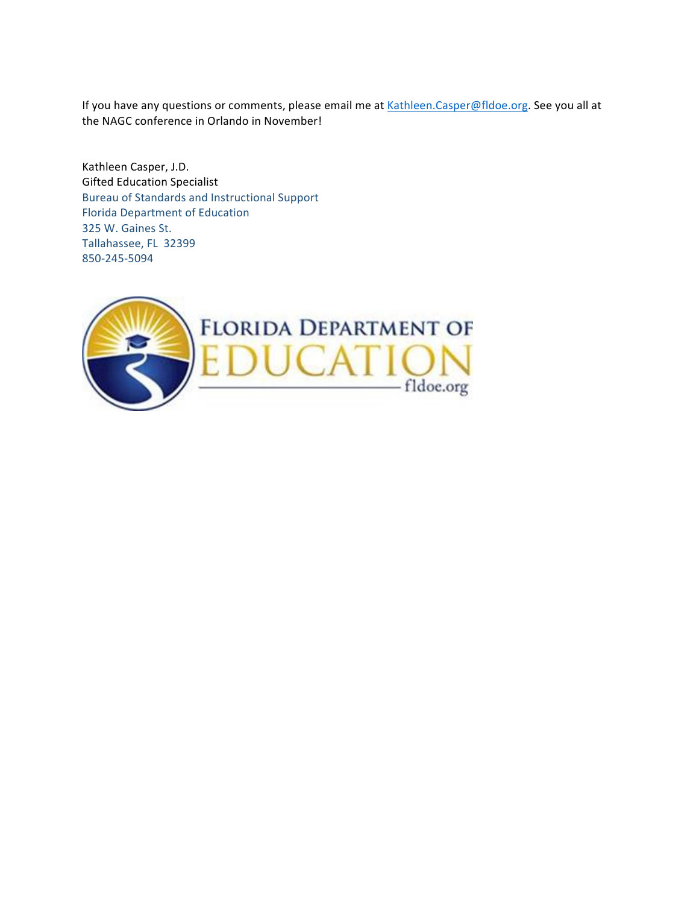If you have any questions or comments, please email me at [Kathleen.Casper@fldoe.org](mailto:Kathleen.Casper@fldoe.org). See you all at the NAGC conference in Orlando in November!

Kathleen Casper, J.D.
Gifted Education Specialist
Bureau of Standards and Instructional Support
Florida Department of Education
325 W. Gaines St.
Tallahassee, FL 32399
850-245-5094

FLORIDA DEPARTMENT OF
EDUCATION
fldoe.org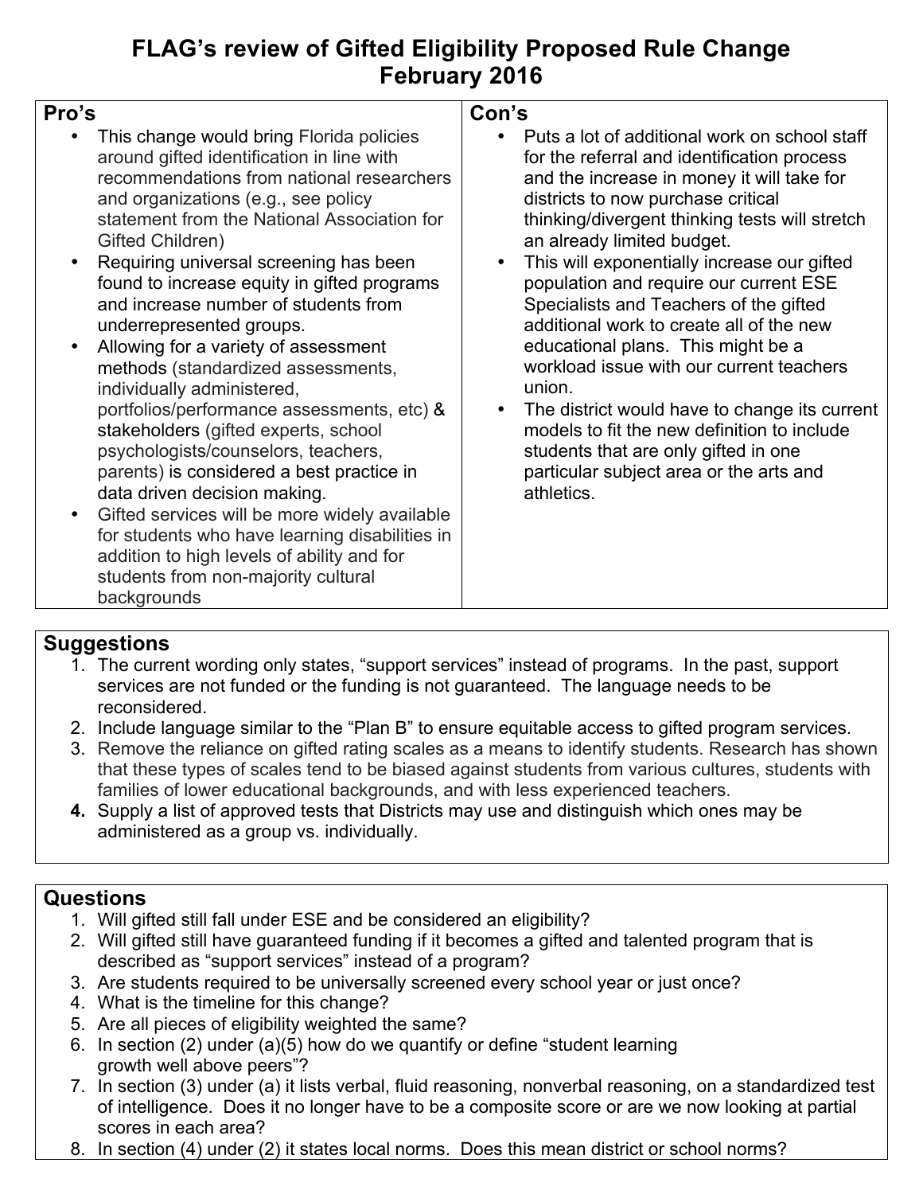# FLAG's review of Gifted Eligibility Proposed Rule Change
## February 2016

| Pro's | Con's |
|---|---|
| • This change would bring Florida policies around gifted identification in line with recommendations from national researchers and organizations (e.g., see policy statement from the National Association for Gifted Children)<br>• Requiring universal screening has been found to increase equity in gifted programs and increase number of students from underrepresented groups.<br>• Allowing for a variety of assessment methods (standardized assessments, individually administered, portfolios/performance assessments, etc) & stakeholders (gifted experts, school psychologists/counselors, teachers, parents) is considered a best practice in data driven decision making.<br>• Gifted services will be more widely available for students who have learning disabilities in addition to high levels of ability and for students from non-majority cultural backgrounds | • Puts a lot of additional work on school staff for the referral and identification process and the increase in money it will take for districts to now purchase critical thinking/divergent thinking tests will stretch an already limited budget.<br>• This will exponentially increase our gifted population and require our current ESE Specialists and Teachers of the gifted additional work to create all of the new educational plans. This might be a workload issue with our current teachers union.<br>• The district would have to change its current models to fit the new definition to include students that are only gifted in one particular subject area or the arts and athletics. |

## Suggestions

1. The current wording only states, "support services" instead of programs. In the past, support services are not funded or the funding is not guaranteed. The language needs to be reconsidered.
2. Include language similar to the "Plan B" to ensure equitable access to gifted program services.
3. Remove the reliance on gifted rating scales as a means to identify students. Research has shown that these types of scales tend to be biased against students from various cultures, students with families of lower educational backgrounds, and with less experienced teachers.
4. Supply a list of approved tests that Districts may use and distinguish which ones may be administered as a group vs. individually.

## Questions

1. Will gifted still fall under ESE and be considered an eligibility?
2. Will gifted still have guaranteed funding if it becomes a gifted and talented program that is described as "support services" instead of a program?
3. Are students required to be universally screened every school year or just once?
4. What is the timeline for this change?
5. Are all pieces of eligibility weighted the same?
6. In section (2) under (a)(5) how do we quantify or define "student learning growth well above peers"?
7. In section (3) under (a) it lists verbal, fluid reasoning, nonverbal reasoning, on a standardized test of intelligence. Does it no longer have to be a composite score or are we now looking at partial scores in each area?
8. In section (4) under (2) it states local norms. Does this mean district or school norms?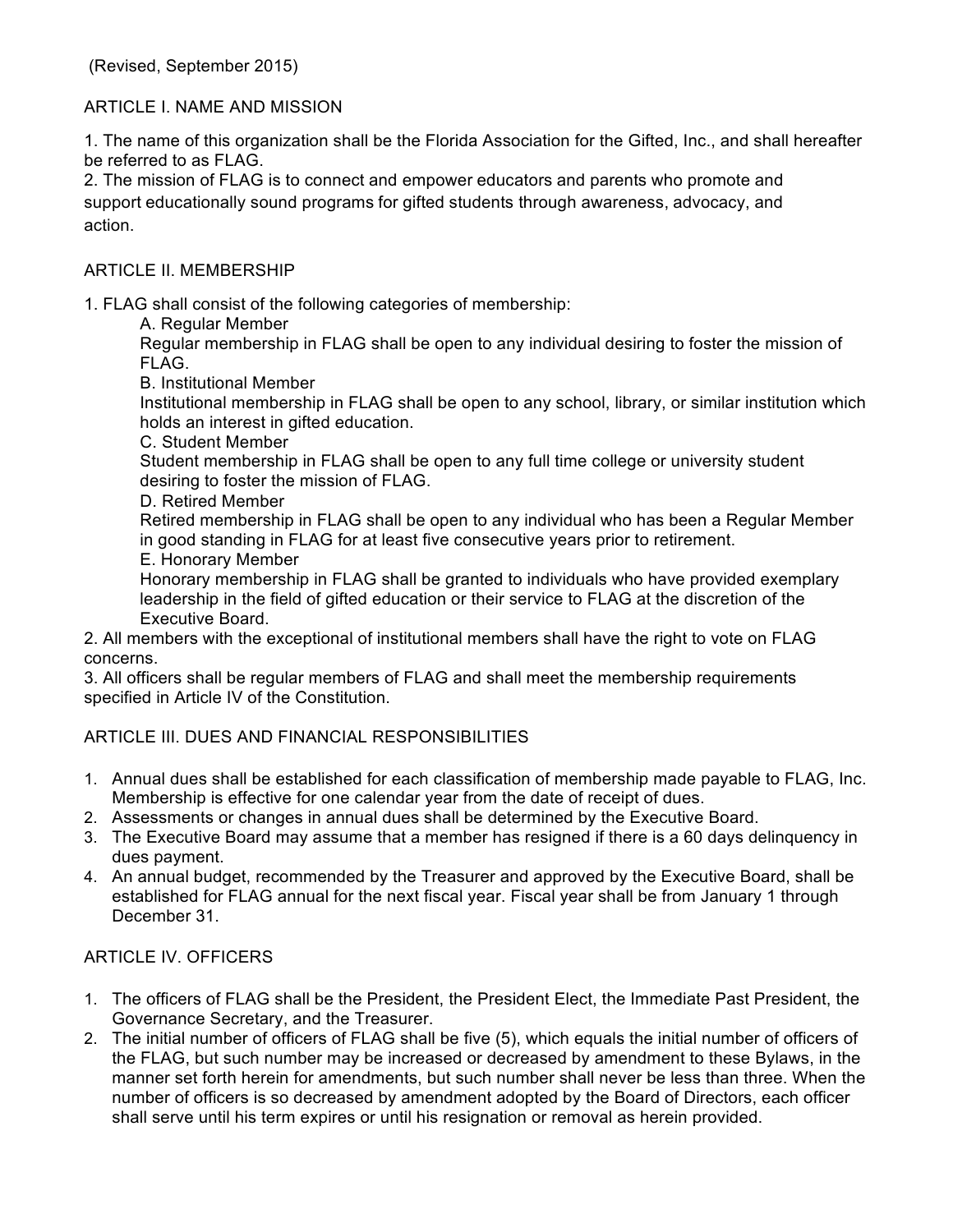(Revised, September 2015)

## ARTICLE I. NAME AND MISSION

1. The name of this organization shall be the Florida Association for the Gifted, Inc., and shall hereafter be referred to as FLAG.
2. The mission of FLAG is to connect and empower educators and parents who promote and support educationally sound programs for gifted students through awareness, advocacy, and action.

## ARTICLE II. MEMBERSHIP

1. FLAG shall consist of the following categories of membership:

   A. Regular Member
   Regular membership in FLAG shall be open to any individual desiring to foster the mission of FLAG.

   B. Institutional Member
   Institutional membership in FLAG shall be open to any school, library, or similar institution which holds an interest in gifted education.

   C. Student Member
   Student membership in FLAG shall be open to any full time college or university student desiring to foster the mission of FLAG.

   D. Retired Member
   Retired membership in FLAG shall be open to any individual who has been a Regular Member in good standing in FLAG for at least five consecutive years prior to retirement.

   E. Honorary Member
   Honorary membership in FLAG shall be granted to individuals who have provided exemplary leadership in the field of gifted education or their service to FLAG at the discretion of the Executive Board.

2. All members with the exceptional of institutional members shall have the right to vote on FLAG concerns.
3. All officers shall be regular members of FLAG and shall meet the membership requirements specified in Article IV of the Constitution.

## ARTICLE III. DUES AND FINANCIAL RESPONSIBILITIES

1. Annual dues shall be established for each classification of membership made payable to FLAG, Inc. Membership is effective for one calendar year from the date of receipt of dues.
2. Assessments or changes in annual dues shall be determined by the Executive Board.
3. The Executive Board may assume that a member has resigned if there is a 60 days delinquency in dues payment.
4. An annual budget, recommended by the Treasurer and approved by the Executive Board, shall be established for FLAG annual for the next fiscal year. Fiscal year shall be from January 1 through December 31.

## ARTICLE IV. OFFICERS

1. The officers of FLAG shall be the President, the President Elect, the Immediate Past President, the Governance Secretary, and the Treasurer.
2. The initial number of officers of FLAG shall be five (5), which equals the initial number of officers of the FLAG, but such number may be increased or decreased by amendment to these Bylaws, in the manner set forth herein for amendments, but such number shall never be less than three. When the number of officers is so decreased by amendment adopted by the Board of Directors, each officer shall serve until his term expires or until his resignation or removal as herein provided.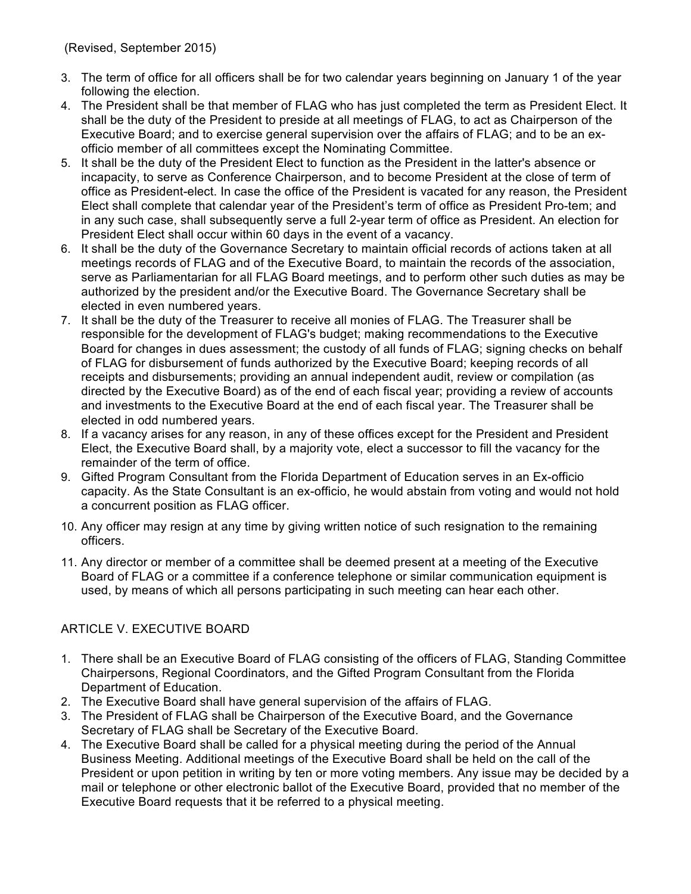(Revised, September 2015)

3. The term of office for all officers shall be for two calendar years beginning on January 1 of the year following the election.
4. The President shall be that member of FLAG who has just completed the term as President Elect. It shall be the duty of the President to preside at all meetings of FLAG, to act as Chairperson of the Executive Board; and to exercise general supervision over the affairs of FLAG; and to be an ex-officio member of all committees except the Nominating Committee.
5. It shall be the duty of the President Elect to function as the President in the latter's absence or incapacity, to serve as Conference Chairperson, and to become President at the close of term of office as President-elect. In case the office of the President is vacated for any reason, the President Elect shall complete that calendar year of the President's term of office as President Pro-tem; and in any such case, shall subsequently serve a full 2-year term of office as President. An election for President Elect shall occur within 60 days in the event of a vacancy.
6. It shall be the duty of the Governance Secretary to maintain official records of actions taken at all meetings records of FLAG and of the Executive Board, to maintain the records of the association, serve as Parliamentarian for all FLAG Board meetings, and to perform other such duties as may be authorized by the president and/or the Executive Board. The Governance Secretary shall be elected in even numbered years.
7. It shall be the duty of the Treasurer to receive all monies of FLAG. The Treasurer shall be responsible for the development of FLAG's budget; making recommendations to the Executive Board for changes in dues assessment; the custody of all funds of FLAG; signing checks on behalf of FLAG for disbursement of funds authorized by the Executive Board; keeping records of all receipts and disbursements; providing an annual independent audit, review or compilation (as directed by the Executive Board) as of the end of each fiscal year; providing a review of accounts and investments to the Executive Board at the end of each fiscal year. The Treasurer shall be elected in odd numbered years.
8. If a vacancy arises for any reason, in any of these offices except for the President and President Elect, the Executive Board shall, by a majority vote, elect a successor to fill the vacancy for the remainder of the term of office.
9. Gifted Program Consultant from the Florida Department of Education serves in an Ex-officio capacity. As the State Consultant is an ex-officio, he would abstain from voting and would not hold a concurrent position as FLAG officer.
10. Any officer may resign at any time by giving written notice of such resignation to the remaining officers.
11. Any director or member of a committee shall be deemed present at a meeting of the Executive Board of FLAG or a committee if a conference telephone or similar communication equipment is used, by means of which all persons participating in such meeting can hear each other.

## ARTICLE V. EXECUTIVE BOARD

1. There shall be an Executive Board of FLAG consisting of the officers of FLAG, Standing Committee Chairpersons, Regional Coordinators, and the Gifted Program Consultant from the Florida Department of Education.
2. The Executive Board shall have general supervision of the affairs of FLAG.
3. The President of FLAG shall be Chairperson of the Executive Board, and the Governance Secretary of FLAG shall be Secretary of the Executive Board.
4. The Executive Board shall be called for a physical meeting during the period of the Annual Business Meeting. Additional meetings of the Executive Board shall be held on the call of the President or upon petition in writing by ten or more voting members. Any issue may be decided by a mail or telephone or other electronic ballot of the Executive Board, provided that no member of the Executive Board requests that it be referred to a physical meeting.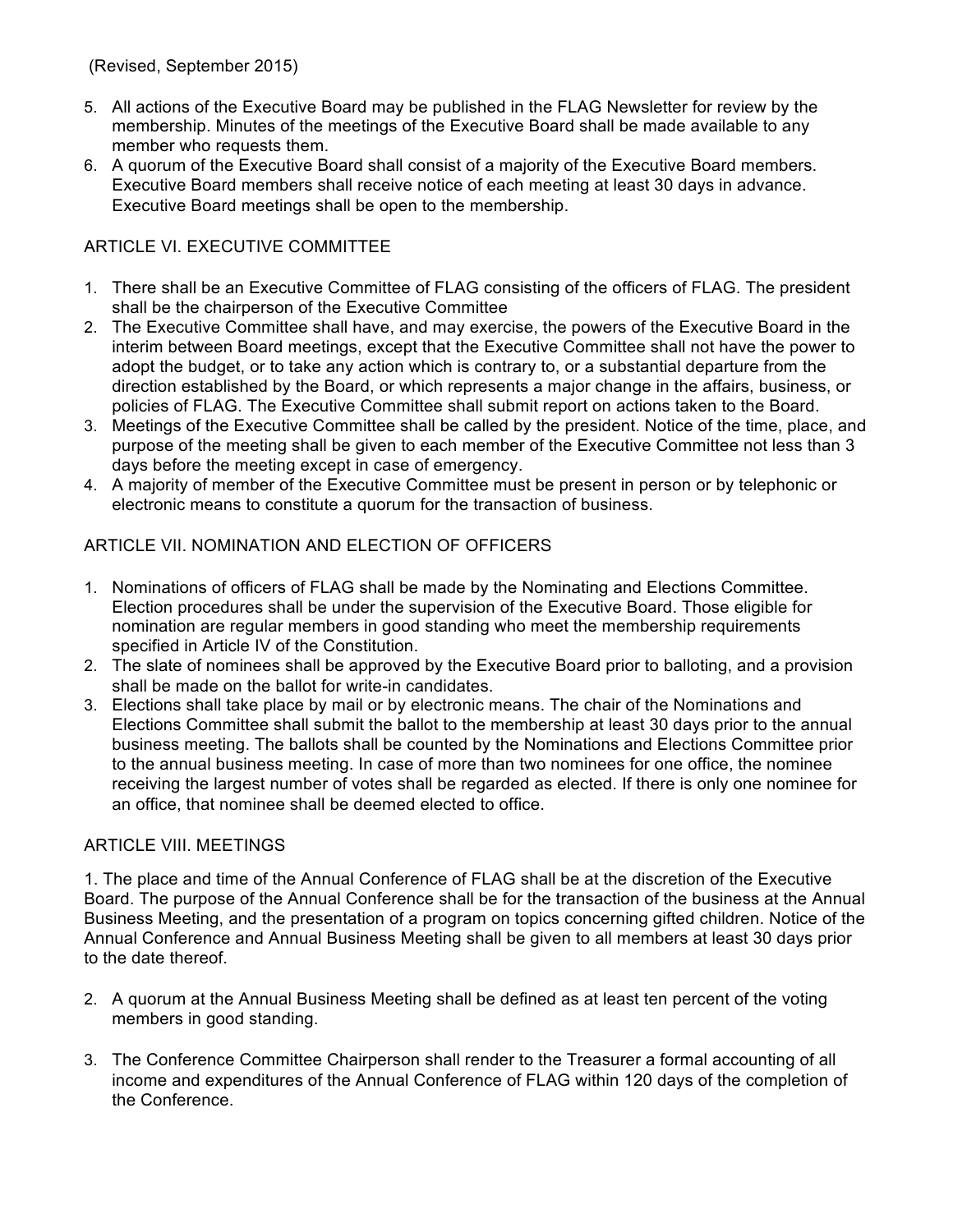(Revised, September 2015)

5. All actions of the Executive Board may be published in the FLAG Newsletter for review by the membership. Minutes of the meetings of the Executive Board shall be made available to any member who requests them.
6. A quorum of the Executive Board shall consist of a majority of the Executive Board members. Executive Board members shall receive notice of each meeting at least 30 days in advance. Executive Board meetings shall be open to the membership.

## ARTICLE VI. EXECUTIVE COMMITTEE

1. There shall be an Executive Committee of FLAG consisting of the officers of FLAG. The president shall be the chairperson of the Executive Committee
2. The Executive Committee shall have, and may exercise, the powers of the Executive Board in the interim between Board meetings, except that the Executive Committee shall not have the power to adopt the budget, or to take any action which is contrary to, or a substantial departure from the direction established by the Board, or which represents a major change in the affairs, business, or policies of FLAG. The Executive Committee shall submit report on actions taken to the Board.
3. Meetings of the Executive Committee shall be called by the president. Notice of the time, place, and purpose of the meeting shall be given to each member of the Executive Committee not less than 3 days before the meeting except in case of emergency.
4. A majority of member of the Executive Committee must be present in person or by telephonic or electronic means to constitute a quorum for the transaction of business.

## ARTICLE VII. NOMINATION AND ELECTION OF OFFICERS

1. Nominations of officers of FLAG shall be made by the Nominating and Elections Committee. Election procedures shall be under the supervision of the Executive Board. Those eligible for nomination are regular members in good standing who meet the membership requirements specified in Article IV of the Constitution.
2. The slate of nominees shall be approved by the Executive Board prior to balloting, and a provision shall be made on the ballot for write-in candidates.
3. Elections shall take place by mail or by electronic means. The chair of the Nominations and Elections Committee shall submit the ballot to the membership at least 30 days prior to the annual business meeting. The ballots shall be counted by the Nominations and Elections Committee prior to the annual business meeting. In case of more than two nominees for one office, the nominee receiving the largest number of votes shall be regarded as elected. If there is only one nominee for an office, that nominee shall be deemed elected to office.

## ARTICLE VIII. MEETINGS

1. The place and time of the Annual Conference of FLAG shall be at the discretion of the Executive Board. The purpose of the Annual Conference shall be for the transaction of the business at the Annual Business Meeting, and the presentation of a program on topics concerning gifted children. Notice of the Annual Conference and Annual Business Meeting shall be given to all members at least 30 days prior to the date thereof.

2. A quorum at the Annual Business Meeting shall be defined as at least ten percent of the voting members in good standing.

3. The Conference Committee Chairperson shall render to the Treasurer a formal accounting of all income and expenditures of the Annual Conference of FLAG within 120 days of the completion of the Conference.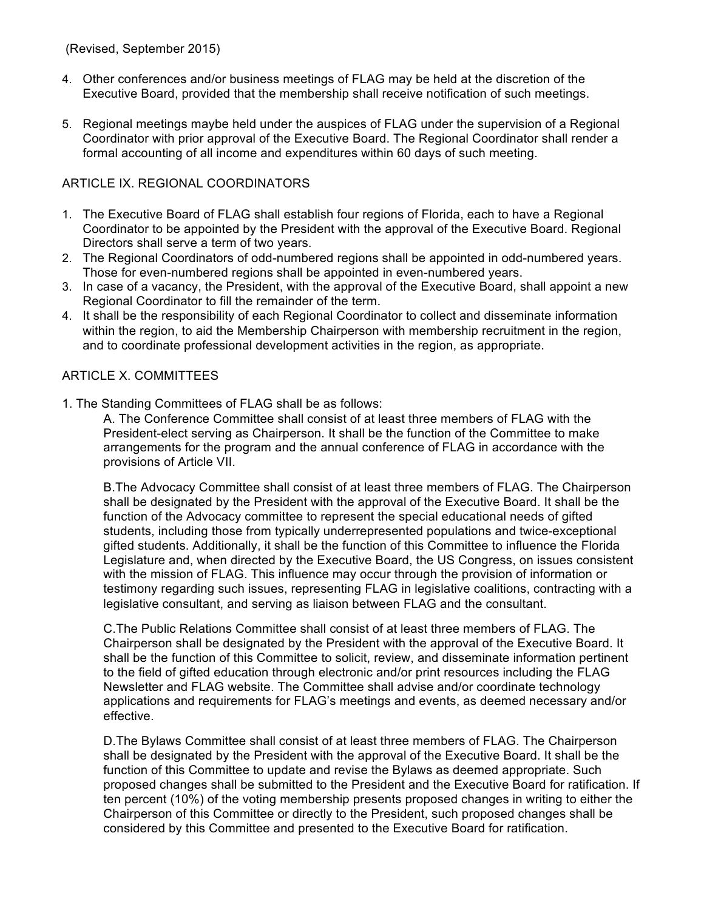(Revised, September 2015)

4. Other conferences and/or business meetings of FLAG may be held at the discretion of the Executive Board, provided that the membership shall receive notification of such meetings.

5. Regional meetings maybe held under the auspices of FLAG under the supervision of a Regional Coordinator with prior approval of the Executive Board. The Regional Coordinator shall render a formal accounting of all income and expenditures within 60 days of such meeting.

## ARTICLE IX. REGIONAL COORDINATORS

1. The Executive Board of FLAG shall establish four regions of Florida, each to have a Regional Coordinator to be appointed by the President with the approval of the Executive Board. Regional Directors shall serve a term of two years.
2. The Regional Coordinators of odd-numbered regions shall be appointed in odd-numbered years. Those for even-numbered regions shall be appointed in even-numbered years.
3. In case of a vacancy, the President, with the approval of the Executive Board, shall appoint a new Regional Coordinator to fill the remainder of the term.
4. It shall be the responsibility of each Regional Coordinator to collect and disseminate information within the region, to aid the Membership Chairperson with membership recruitment in the region, and to coordinate professional development activities in the region, as appropriate.

## ARTICLE X. COMMITTEES

1. The Standing Committees of FLAG shall be as follows:

   A. The Conference Committee shall consist of at least three members of FLAG with the President-elect serving as Chairperson. It shall be the function of the Committee to make arrangements for the program and the annual conference of FLAG in accordance with the provisions of Article VII.

   B.The Advocacy Committee shall consist of at least three members of FLAG. The Chairperson shall be designated by the President with the approval of the Executive Board. It shall be the function of the Advocacy committee to represent the special educational needs of gifted students, including those from typically underrepresented populations and twice-exceptional gifted students. Additionally, it shall be the function of this Committee to influence the Florida Legislature and, when directed by the Executive Board, the US Congress, on issues consistent with the mission of FLAG. This influence may occur through the provision of information or testimony regarding such issues, representing FLAG in legislative coalitions, contracting with a legislative consultant, and serving as liaison between FLAG and the consultant.

   C.The Public Relations Committee shall consist of at least three members of FLAG. The Chairperson shall be designated by the President with the approval of the Executive Board. It shall be the function of this Committee to solicit, review, and disseminate information pertinent to the field of gifted education through electronic and/or print resources including the FLAG Newsletter and FLAG website. The Committee shall advise and/or coordinate technology applications and requirements for FLAG's meetings and events, as deemed necessary and/or effective.

   D.The Bylaws Committee shall consist of at least three members of FLAG. The Chairperson shall be designated by the President with the approval of the Executive Board. It shall be the function of this Committee to update and revise the Bylaws as deemed appropriate. Such proposed changes shall be submitted to the President and the Executive Board for ratification. If ten percent (10%) of the voting membership presents proposed changes in writing to either the Chairperson of this Committee or directly to the President, such proposed changes shall be considered by this Committee and presented to the Executive Board for ratification.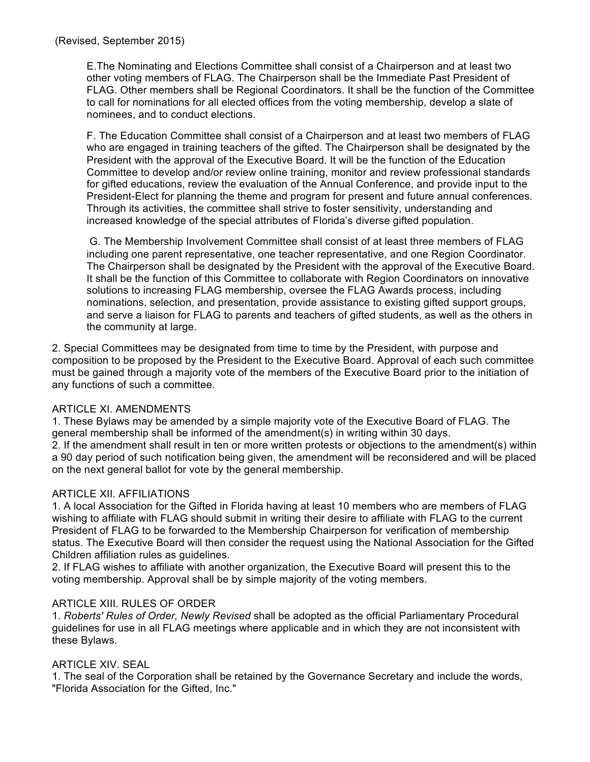(Revised, September 2015)

E.The Nominating and Elections Committee shall consist of a Chairperson and at least two other voting members of FLAG. The Chairperson shall be the Immediate Past President of FLAG. Other members shall be Regional Coordinators. It shall be the function of the Committee to call for nominations for all elected offices from the voting membership, develop a slate of nominees, and to conduct elections.

F. The Education Committee shall consist of a Chairperson and at least two members of FLAG who are engaged in training teachers of the gifted. The Chairperson shall be designated by the President with the approval of the Executive Board. It will be the function of the Education Committee to develop and/or review online training, monitor and review professional standards for gifted educations, review the evaluation of the Annual Conference, and provide input to the President-Elect for planning the theme and program for present and future annual conferences. Through its activities, the committee shall strive to foster sensitivity, understanding and increased knowledge of the special attributes of Florida's diverse gifted population.

G. The Membership Involvement Committee shall consist of at least three members of FLAG including one parent representative, one teacher representative, and one Region Coordinator. The Chairperson shall be designated by the President with the approval of the Executive Board. It shall be the function of this Committee to collaborate with Region Coordinators on innovative solutions to increasing FLAG membership, oversee the FLAG Awards process, including nominations, selection, and presentation, provide assistance to existing gifted support groups, and serve a liaison for FLAG to parents and teachers of gifted students, as well as the others in the community at large.

2. Special Committees may be designated from time to time by the President, with purpose and composition to be proposed by the President to the Executive Board. Approval of each such committee must be gained through a majority vote of the members of the Executive Board prior to the initiation of any functions of such a committee.

ARTICLE XI. AMENDMENTS

1. These Bylaws may be amended by a simple majority vote of the Executive Board of FLAG. The general membership shall be informed of the amendment(s) in writing within 30 days.

2. If the amendment shall result in ten or more written protests or objections to the amendment(s) within a 90 day period of such notification being given, the amendment will be reconsidered and will be placed on the next general ballot for vote by the general membership.

ARTICLE XII. AFFILIATIONS

1. A local Association for the Gifted in Florida having at least 10 members who are members of FLAG wishing to affiliate with FLAG should submit in writing their desire to affiliate with FLAG to the current President of FLAG to be forwarded to the Membership Chairperson for verification of membership status. The Executive Board will then consider the request using the National Association for the Gifted Children affiliation rules as guidelines.

2. If FLAG wishes to affiliate with another organization, the Executive Board will present this to the voting membership. Approval shall be by simple majority of the voting members.

ARTICLE XIII. RULES OF ORDER

1. *Roberts' Rules of Order, Newly Revised* shall be adopted as the official Parliamentary Procedural guidelines for use in all FLAG meetings where applicable and in which they are not inconsistent with these Bylaws.

ARTICLE XIV. SEAL

1. The seal of the Corporation shall be retained by the Governance Secretary and include the words, "Florida Association for the Gifted, Inc."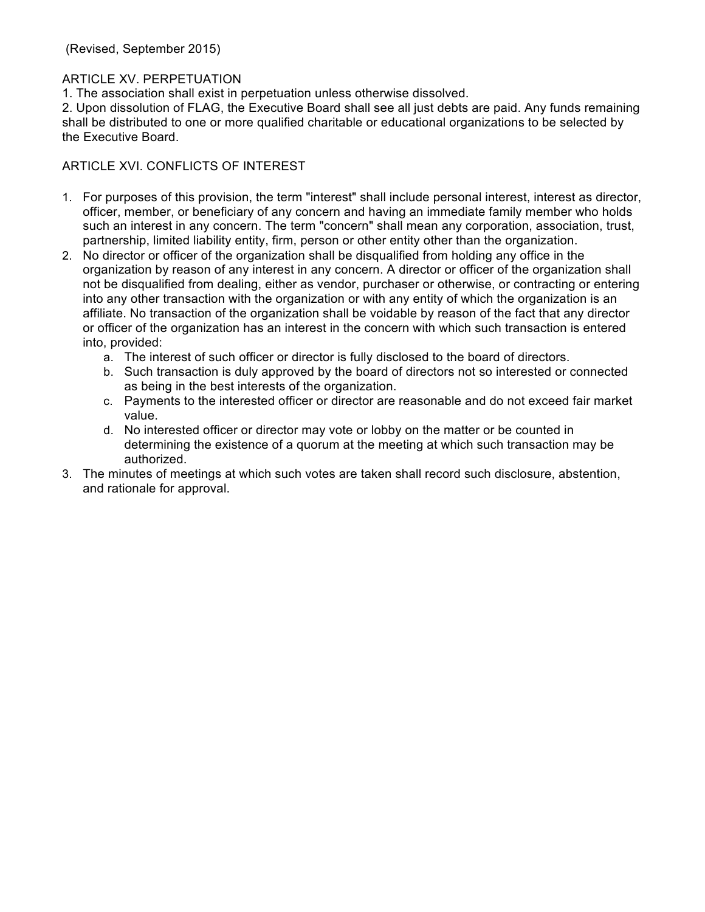(Revised, September 2015)

## ARTICLE XV. PERPETUATION

1. The association shall exist in perpetuation unless otherwise dissolved.
2. Upon dissolution of FLAG, the Executive Board shall see all just debts are paid. Any funds remaining shall be distributed to one or more qualified charitable or educational organizations to be selected by the Executive Board.

## ARTICLE XVI. CONFLICTS OF INTEREST

1. For purposes of this provision, the term "interest" shall include personal interest, interest as director, officer, member, or beneficiary of any concern and having an immediate family member who holds such an interest in any concern. The term "concern" shall mean any corporation, association, trust, partnership, limited liability entity, firm, person or other entity other than the organization.
2. No director or officer of the organization shall be disqualified from holding any office in the organization by reason of any interest in any concern. A director or officer of the organization shall not be disqualified from dealing, either as vendor, purchaser or otherwise, or contracting or entering into any other transaction with the organization or with any entity of which the organization is an affiliate. No transaction of the organization shall be voidable by reason of the fact that any director or officer of the organization has an interest in the concern with which such transaction is entered into, provided:
   a. The interest of such officer or director is fully disclosed to the board of directors.
   b. Such transaction is duly approved by the board of directors not so interested or connected as being in the best interests of the organization.
   c. Payments to the interested officer or director are reasonable and do not exceed fair market value.
   d. No interested officer or director may vote or lobby on the matter or be counted in determining the existence of a quorum at the meeting at which such transaction may be authorized.
3. The minutes of meetings at which such votes are taken shall record such disclosure, abstention, and rationale for approval.